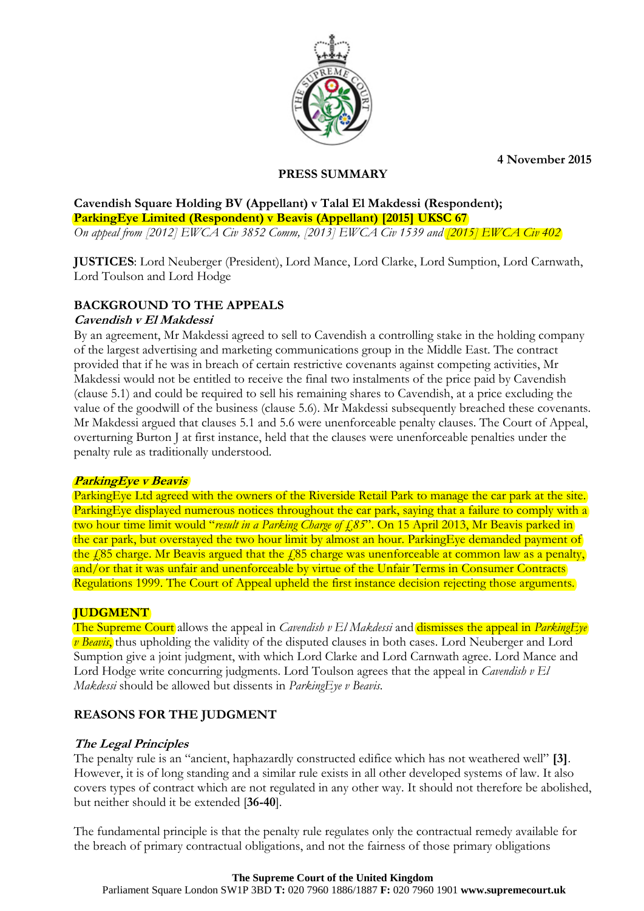**4 November 2015**

**PRESS SUMMARY**

**Cavendish Square Holding BV (Appellant) v Talal El Makdessi (Respondent);**
**ParkingEye Limited (Respondent) v Beavis (Appellant) [2015] UKSC 67**
*On appeal from [2012] EWCA Civ 3852 Comm, [2013] EWCA Civ 1539 and [2015] EWCA Civ 402*

**JUSTICES**: Lord Neuberger (President), Lord Mance, Lord Clarke, Lord Sumption, Lord Carnwath, Lord Toulson and Lord Hodge

## BACKGROUND TO THE APPEALS

### *Cavendish v El Makdessi*

By an agreement, Mr Makdessi agreed to sell to Cavendish a controlling stake in the holding company of the largest advertising and marketing communications group in the Middle East. The contract provided that if he was in breach of certain restrictive covenants against competing activities, Mr Makdessi would not be entitled to receive the final two instalments of the price paid by Cavendish (clause 5.1) and could be required to sell his remaining shares to Cavendish, at a price excluding the value of the goodwill of the business (clause 5.6). Mr Makdessi subsequently breached these covenants. Mr Makdessi argued that clauses 5.1 and 5.6 were unenforceable penalty clauses. The Court of Appeal, overturning Burton J at first instance, held that the clauses were unenforceable penalties under the penalty rule as traditionally understood.

### *ParkingEye v Beavis*

ParkingEye Ltd agreed with the owners of the Riverside Retail Park to manage the car park at the site. ParkingEye displayed numerous notices throughout the car park, saying that a failure to comply with a two hour time limit would "*result in a Parking Charge of £85*". On 15 April 2013, Mr Beavis parked in the car park, but overstayed the two hour limit by almost an hour. ParkingEye demanded payment of the £85 charge. Mr Beavis argued that the £85 charge was unenforceable at common law as a penalty, and/or that it was unfair and unenforceable by virtue of the Unfair Terms in Consumer Contracts Regulations 1999. The Court of Appeal upheld the first instance decision rejecting those arguments.

## JUDGMENT

The Supreme Court allows the appeal in *Cavendish v El Makdessi* and dismisses the appeal in *ParkingEye v Beavis*, thus upholding the validity of the disputed clauses in both cases. Lord Neuberger and Lord Sumption give a joint judgment, with which Lord Clarke and Lord Carnwath agree. Lord Mance and Lord Hodge write concurring judgments. Lord Toulson agrees that the appeal in *Cavendish v El Makdessi* should be allowed but dissents in *ParkingEye v Beavis*.

## REASONS FOR THE JUDGMENT

### *The Legal Principles*

The penalty rule is an "ancient, haphazardly constructed edifice which has not weathered well" **[3]**. However, it is of long standing and a similar rule exists in all other developed systems of law. It also covers types of contract which are not regulated in any other way. It should not therefore be abolished, but neither should it be extended [**36-40**].

The fundamental principle is that the penalty rule regulates only the contractual remedy available for the breach of primary contractual obligations, and not the fairness of those primary obligations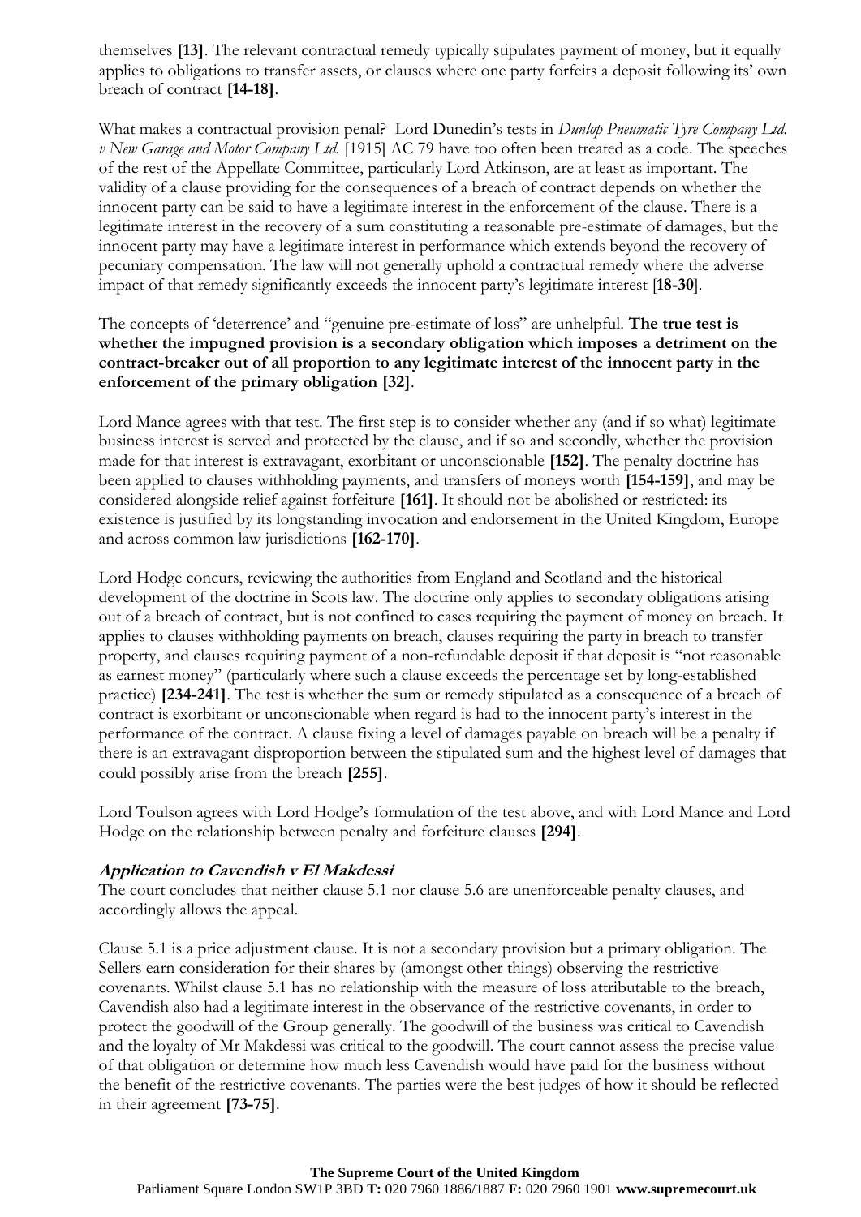themselves **[13]**. The relevant contractual remedy typically stipulates payment of money, but it equally applies to obligations to transfer assets, or clauses where one party forfeits a deposit following its' own breach of contract **[14-18]**.

What makes a contractual provision penal? Lord Dunedin's tests in *Dunlop Pneumatic Tyre Company Ltd. v New Garage and Motor Company Ltd.* [1915] AC 79 have too often been treated as a code. The speeches of the rest of the Appellate Committee, particularly Lord Atkinson, are at least as important. The validity of a clause providing for the consequences of a breach of contract depends on whether the innocent party can be said to have a legitimate interest in the enforcement of the clause. There is a legitimate interest in the recovery of a sum constituting a reasonable pre-estimate of damages, but the innocent party may have a legitimate interest in performance which extends beyond the recovery of pecuniary compensation. The law will not generally uphold a contractual remedy where the adverse impact of that remedy significantly exceeds the innocent party's legitimate interest [**18-30**].

The concepts of 'deterrence' and "genuine pre-estimate of loss" are unhelpful. **The true test is whether the impugned provision is a secondary obligation which imposes a detriment on the contract-breaker out of all proportion to any legitimate interest of the innocent party in the enforcement of the primary obligation [32]**.

Lord Mance agrees with that test. The first step is to consider whether any (and if so what) legitimate business interest is served and protected by the clause, and if so and secondly, whether the provision made for that interest is extravagant, exorbitant or unconscionable **[152]**. The penalty doctrine has been applied to clauses withholding payments, and transfers of moneys worth **[154-159]**, and may be considered alongside relief against forfeiture **[161]**. It should not be abolished or restricted: its existence is justified by its longstanding invocation and endorsement in the United Kingdom, Europe and across common law jurisdictions **[162-170]**.

Lord Hodge concurs, reviewing the authorities from England and Scotland and the historical development of the doctrine in Scots law. The doctrine only applies to secondary obligations arising out of a breach of contract, but is not confined to cases requiring the payment of money on breach. It applies to clauses withholding payments on breach, clauses requiring the party in breach to transfer property, and clauses requiring payment of a non-refundable deposit if that deposit is "not reasonable as earnest money" (particularly where such a clause exceeds the percentage set by long-established practice) **[234-241]**. The test is whether the sum or remedy stipulated as a consequence of a breach of contract is exorbitant or unconscionable when regard is had to the innocent party's interest in the performance of the contract. A clause fixing a level of damages payable on breach will be a penalty if there is an extravagant disproportion between the stipulated sum and the highest level of damages that could possibly arise from the breach **[255]**.

Lord Toulson agrees with Lord Hodge's formulation of the test above, and with Lord Mance and Lord Hodge on the relationship between penalty and forfeiture clauses **[294]**.

### *Application to Cavendish v El Makdessi*

The court concludes that neither clause 5.1 nor clause 5.6 are unenforceable penalty clauses, and accordingly allows the appeal.

Clause 5.1 is a price adjustment clause. It is not a secondary provision but a primary obligation. The Sellers earn consideration for their shares by (amongst other things) observing the restrictive covenants. Whilst clause 5.1 has no relationship with the measure of loss attributable to the breach, Cavendish also had a legitimate interest in the observance of the restrictive covenants, in order to protect the goodwill of the Group generally. The goodwill of the business was critical to Cavendish and the loyalty of Mr Makdessi was critical to the goodwill. The court cannot assess the precise value of that obligation or determine how much less Cavendish would have paid for the business without the benefit of the restrictive covenants. The parties were the best judges of how it should be reflected in their agreement **[73-75]**.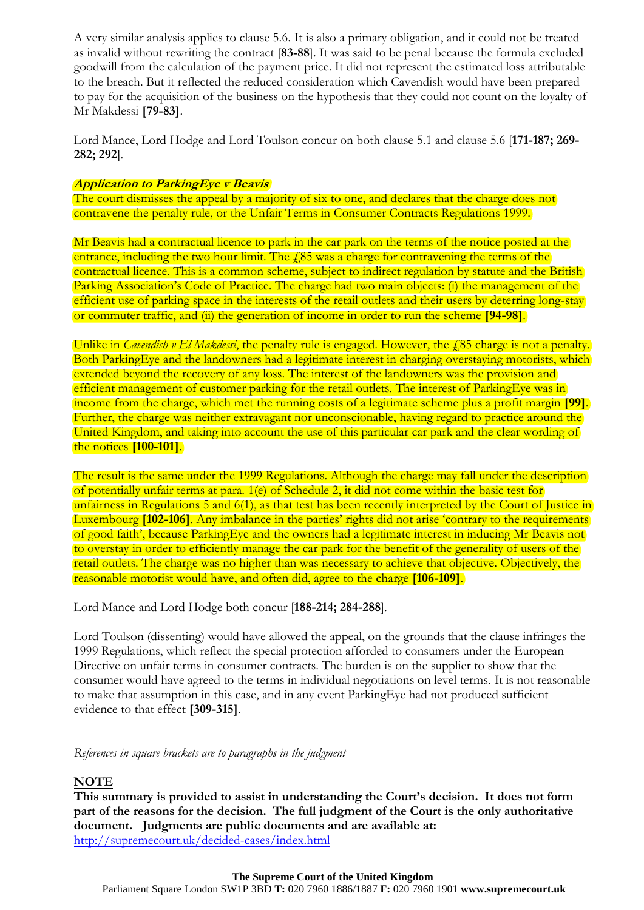A very similar analysis applies to clause 5.6. It is also a primary obligation, and it could not be treated as invalid without rewriting the contract [**83-88**]. It was said to be penal because the formula excluded goodwill from the calculation of the payment price. It did not represent the estimated loss attributable to the breach. But it reflected the reduced consideration which Cavendish would have been prepared to pay for the acquisition of the business on the hypothesis that they could not count on the loyalty of Mr Makdessi **[79-83]**.

Lord Mance, Lord Hodge and Lord Toulson concur on both clause 5.1 and clause 5.6 [**171-187; 269-282; 292**].

***Application to ParkingEye v Beavis***

The court dismisses the appeal by a majority of six to one, and declares that the charge does not contravene the penalty rule, or the Unfair Terms in Consumer Contracts Regulations 1999.

Mr Beavis had a contractual licence to park in the car park on the terms of the notice posted at the entrance, including the two hour limit. The £85 was a charge for contravening the terms of the contractual licence. This is a common scheme, subject to indirect regulation by statute and the British Parking Association's Code of Practice. The charge had two main objects: (i) the management of the efficient use of parking space in the interests of the retail outlets and their users by deterring long-stay or commuter traffic, and (ii) the generation of income in order to run the scheme **[94-98]**.

Unlike in *Cavendish v El Makdessi*, the penalty rule is engaged. However, the £85 charge is not a penalty. Both ParkingEye and the landowners had a legitimate interest in charging overstaying motorists, which extended beyond the recovery of any loss. The interest of the landowners was the provision and efficient management of customer parking for the retail outlets. The interest of ParkingEye was in income from the charge, which met the running costs of a legitimate scheme plus a profit margin **[99]**. Further, the charge was neither extravagant nor unconscionable, having regard to practice around the United Kingdom, and taking into account the use of this particular car park and the clear wording of the notices **[100-101]**.

The result is the same under the 1999 Regulations. Although the charge may fall under the description of potentially unfair terms at para. 1(e) of Schedule 2, it did not come within the basic test for unfairness in Regulations 5 and 6(1), as that test has been recently interpreted by the Court of Justice in Luxembourg **[102-106]**. Any imbalance in the parties' rights did not arise 'contrary to the requirements of good faith', because ParkingEye and the owners had a legitimate interest in inducing Mr Beavis not to overstay in order to efficiently manage the car park for the benefit of the generality of users of the retail outlets. The charge was no higher than was necessary to achieve that objective. Objectively, the reasonable motorist would have, and often did, agree to the charge **[106-109]**.

Lord Mance and Lord Hodge both concur [**188-214; 284-288**].

Lord Toulson (dissenting) would have allowed the appeal, on the grounds that the clause infringes the 1999 Regulations, which reflect the special protection afforded to consumers under the European Directive on unfair terms in consumer contracts. The burden is on the supplier to show that the consumer would have agreed to the terms in individual negotiations on level terms. It is not reasonable to make that assumption in this case, and in any event ParkingEye had not produced sufficient evidence to that effect **[309-315]**.

*References in square brackets are to paragraphs in the judgment*

**NOTE**

**This summary is provided to assist in understanding the Court's decision. It does not form part of the reasons for the decision. The full judgment of the Court is the only authoritative document. Judgments are public documents and are available at:**
http://supremecourt.uk/decided-cases/index.html